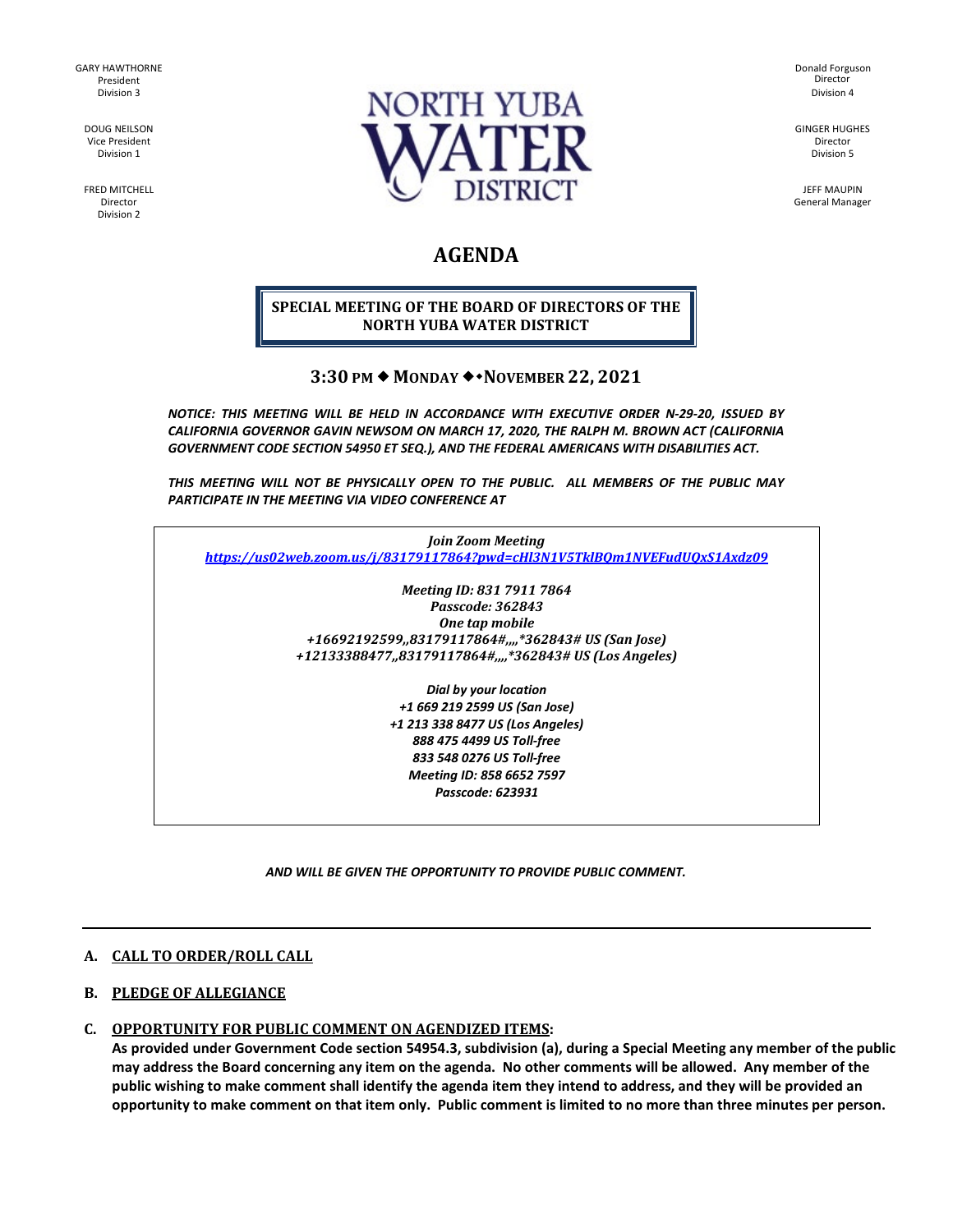GARY HAWTHORNE
President
Division 3

DOUG NEILSON
Vice President
Division 1

FRED MITCHELL
Director
Division 2

NORTH YUBA WATER DISTRICT

Donald Forguson
Director
Division 4

GINGER HUGHES
Director
Division 5

JEFF MAUPIN
General Manager

# AGENDA

**SPECIAL MEETING OF THE BOARD OF DIRECTORS OF THE NORTH YUBA WATER DISTRICT**

**3:30 PM ◆ MONDAY ◆• NOVEMBER 22, 2021**

***NOTICE: THIS MEETING WILL BE HELD IN ACCORDANCE WITH EXECUTIVE ORDER N-29-20, ISSUED BY CALIFORNIA GOVERNOR GAVIN NEWSOM ON MARCH 17, 2020, THE RALPH M. BROWN ACT (CALIFORNIA GOVERNMENT CODE SECTION 54950 ET SEQ.), AND THE FEDERAL AMERICANS WITH DISABILITIES ACT.***

***THIS MEETING WILL NOT BE PHYSICALLY OPEN TO THE PUBLIC. ALL MEMBERS OF THE PUBLIC MAY PARTICIPATE IN THE MEETING VIA VIDEO CONFERENCE AT***

***Join Zoom Meeting***
***https://us02web.zoom.us/j/83179117864?pwd=cHl3N1V5TklBQm1NVEFudUQxS1Axdz09***

***Meeting ID: 831 7911 7864***
***Passcode: 362843***
***One tap mobile***
***+16692192599,,83179117864#,,,,*362843# US (San Jose)***
***+12133388477,,83179117864#,,,,*362843# US (Los Angeles)***

***Dial by your location***
***+1 669 219 2599 US (San Jose)***
***+1 213 338 8477 US (Los Angeles)***
***888 475 4499 US Toll-free***
***833 548 0276 US Toll-free***
***Meeting ID: 858 6652 7597***
***Passcode: 623931***

***AND WILL BE GIVEN THE OPPORTUNITY TO PROVIDE PUBLIC COMMENT.***

---

**A. CALL TO ORDER/ROLL CALL**

**B. PLEDGE OF ALLEGIANCE**

**C. OPPORTUNITY FOR PUBLIC COMMENT ON AGENDIZED ITEMS:**

**As provided under Government Code section 54954.3, subdivision (a), during a Special Meeting any member of the public may address the Board concerning any item on the agenda. No other comments will be allowed. Any member of the public wishing to make comment shall identify the agenda item they intend to address, and they will be provided an opportunity to make comment on that item only. Public comment is limited to no more than three minutes per person.**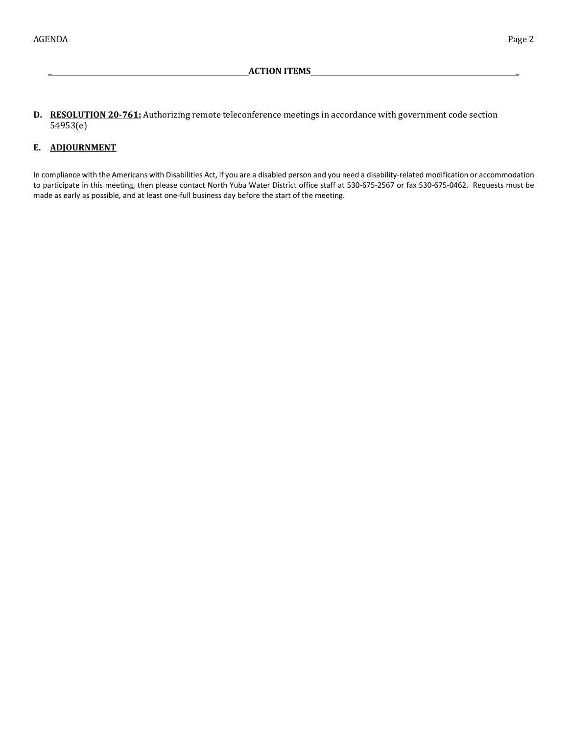## ACTION ITEMS

**D. RESOLUTION 20-761:** Authorizing remote teleconference meetings in accordance with government code section 54953(e)

**E. ADJOURNMENT**

In compliance with the Americans with Disabilities Act, if you are a disabled person and you need a disability-related modification or accommodation to participate in this meeting, then please contact North Yuba Water District office staff at 530-675-2567 or fax 530-675-0462. Requests must be made as early as possible, and at least one-full business day before the start of the meeting.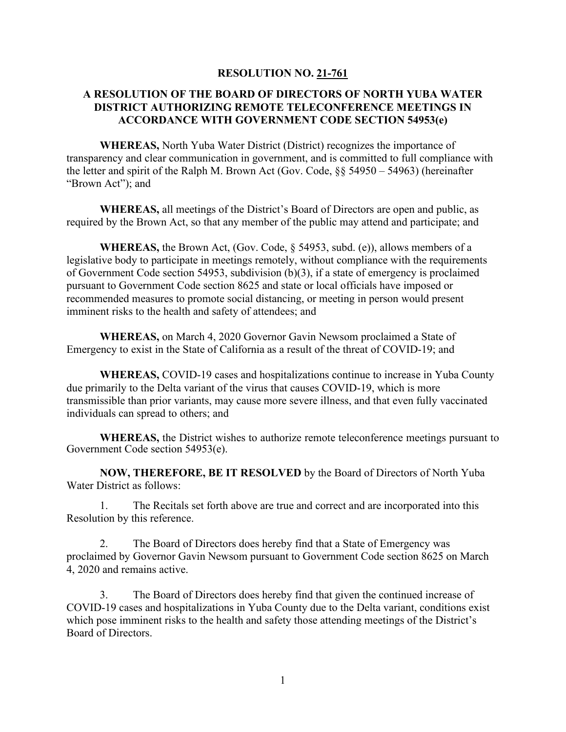**RESOLUTION NO. 21-761**

**A RESOLUTION OF THE BOARD OF DIRECTORS OF NORTH YUBA WATER DISTRICT AUTHORIZING REMOTE TELECONFERENCE MEETINGS IN ACCORDANCE WITH GOVERNMENT CODE SECTION 54953(e)**

**WHEREAS,** North Yuba Water District (District) recognizes the importance of transparency and clear communication in government, and is committed to full compliance with the letter and spirit of the Ralph M. Brown Act (Gov. Code, §§ 54950 – 54963) (hereinafter "Brown Act"); and

**WHEREAS,** all meetings of the District's Board of Directors are open and public, as required by the Brown Act, so that any member of the public may attend and participate; and

**WHEREAS,** the Brown Act, (Gov. Code, § 54953, subd. (e)), allows members of a legislative body to participate in meetings remotely, without compliance with the requirements of Government Code section 54953, subdivision (b)(3), if a state of emergency is proclaimed pursuant to Government Code section 8625 and state or local officials have imposed or recommended measures to promote social distancing, or meeting in person would present imminent risks to the health and safety of attendees; and

**WHEREAS,** on March 4, 2020 Governor Gavin Newsom proclaimed a State of Emergency to exist in the State of California as a result of the threat of COVID-19; and

**WHEREAS,** COVID-19 cases and hospitalizations continue to increase in Yuba County due primarily to the Delta variant of the virus that causes COVID-19, which is more transmissible than prior variants, may cause more severe illness, and that even fully vaccinated individuals can spread to others; and

**WHEREAS,** the District wishes to authorize remote teleconference meetings pursuant to Government Code section 54953(e).

**NOW, THEREFORE, BE IT RESOLVED** by the Board of Directors of North Yuba Water District as follows:

1. The Recitals set forth above are true and correct and are incorporated into this Resolution by this reference.

2. The Board of Directors does hereby find that a State of Emergency was proclaimed by Governor Gavin Newsom pursuant to Government Code section 8625 on March 4, 2020 and remains active.

3. The Board of Directors does hereby find that given the continued increase of COVID-19 cases and hospitalizations in Yuba County due to the Delta variant, conditions exist which pose imminent risks to the health and safety those attending meetings of the District's Board of Directors.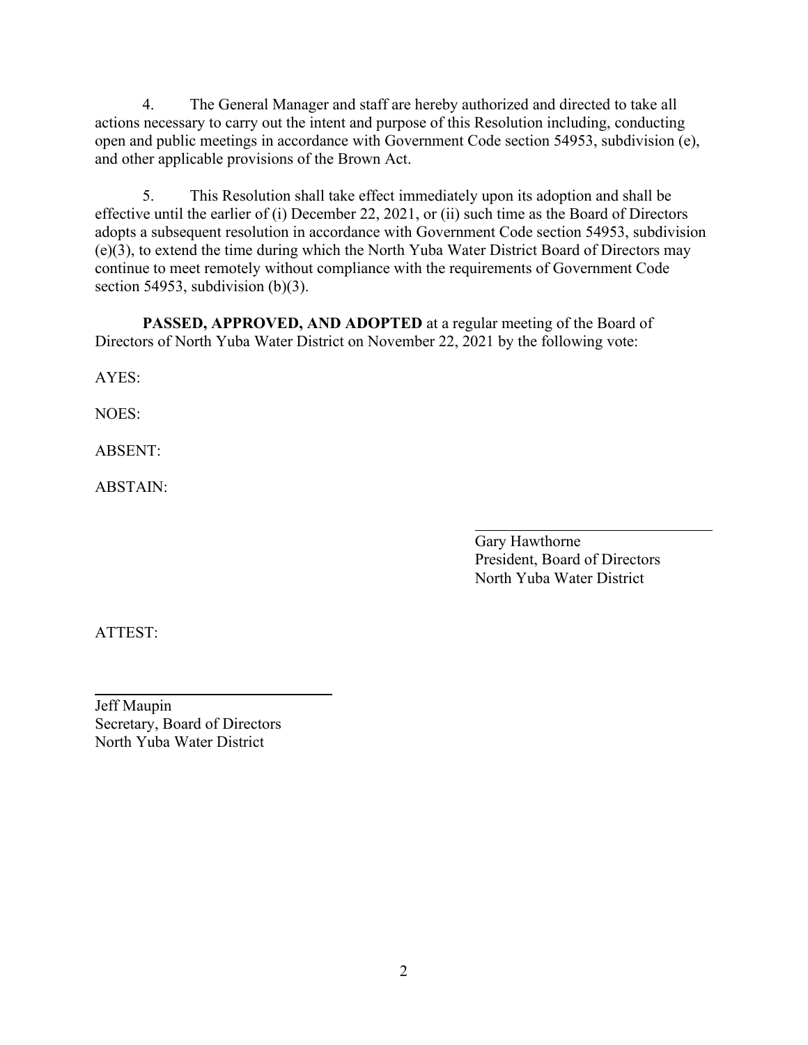4. The General Manager and staff are hereby authorized and directed to take all actions necessary to carry out the intent and purpose of this Resolution including, conducting open and public meetings in accordance with Government Code section 54953, subdivision (e), and other applicable provisions of the Brown Act.

5. This Resolution shall take effect immediately upon its adoption and shall be effective until the earlier of (i) December 22, 2021, or (ii) such time as the Board of Directors adopts a subsequent resolution in accordance with Government Code section 54953, subdivision (e)(3), to extend the time during which the North Yuba Water District Board of Directors may continue to meet remotely without compliance with the requirements of Government Code section 54953, subdivision (b)(3).

**PASSED, APPROVED, AND ADOPTED** at a regular meeting of the Board of Directors of North Yuba Water District on November 22, 2021 by the following vote:

AYES:

NOES:

ABSENT:

ABSTAIN:

\_\_\_\_\_\_\_\_\_\_\_\_\_\_\_\_\_\_\_\_\_\_\_\_\_\_\_\_\_\_
Gary Hawthorne
President, Board of Directors
North Yuba Water District

ATTEST:

\_\_\_\_\_\_\_\_\_\_\_\_\_\_\_\_\_\_\_\_\_\_\_\_\_\_\_\_\_\_
Jeff Maupin
Secretary, Board of Directors
North Yuba Water District